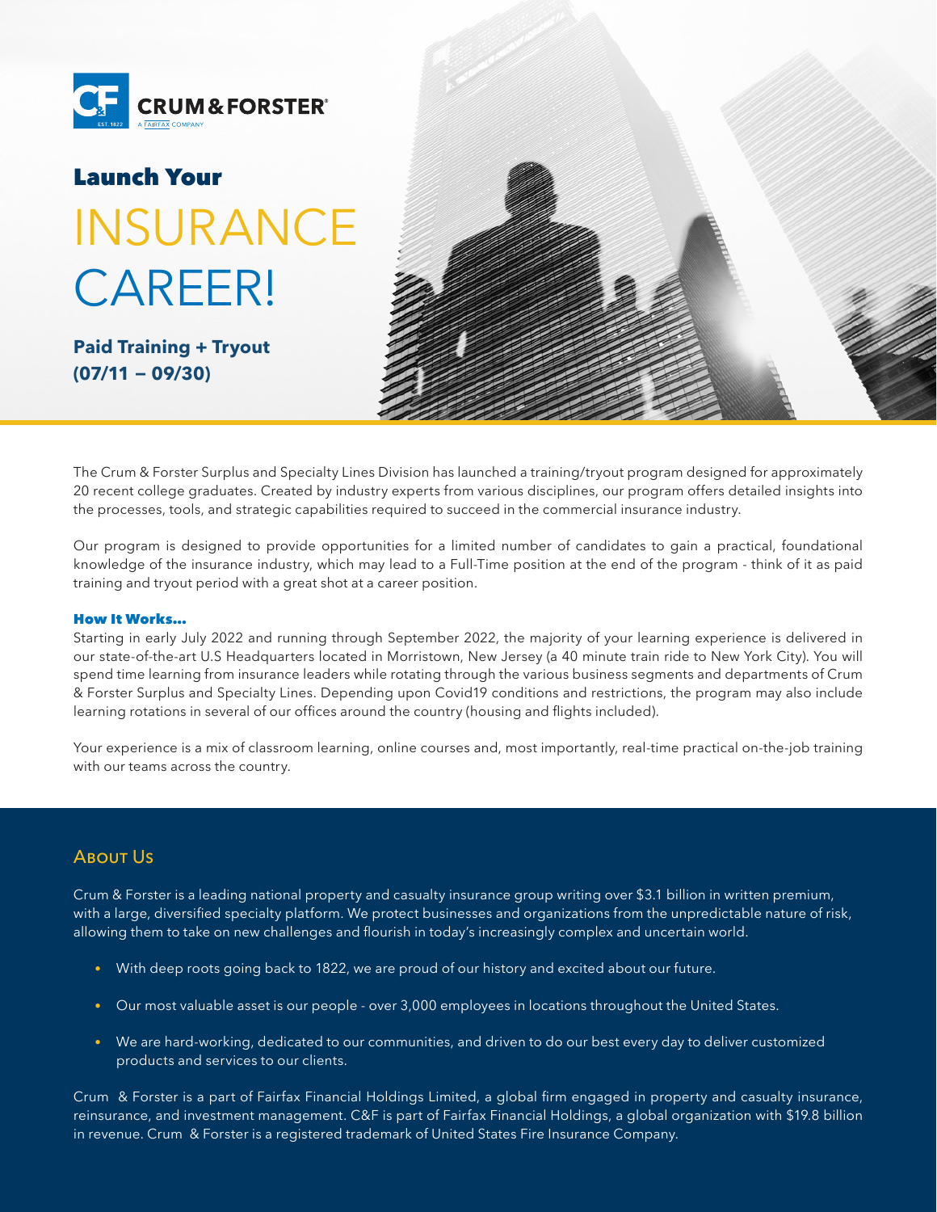CRUM & FORSTER®

A FAIRFAX COMPANY

EST. 1822

# Launch Your INSURANCE CAREER!

**Paid Training + Tryout (07/11 – 09/30)**

The Crum & Forster Surplus and Specialty Lines Division has launched a training/tryout program designed for approximately 20 recent college graduates. Created by industry experts from various disciplines, our program offers detailed insights into the processes, tools, and strategic capabilities required to succeed in the commercial insurance industry.

Our program is designed to provide opportunities for a limited number of candidates to gain a practical, foundational knowledge of the insurance industry, which may lead to a Full-Time position at the end of the program - think of it as paid training and tryout period with a great shot at a career position.

### How It Works...

Starting in early July 2022 and running through September 2022, the majority of your learning experience is delivered in our state-of-the-art U.S Headquarters located in Morristown, New Jersey (a 40 minute train ride to New York City). You will spend time learning from insurance leaders while rotating through the various business segments and departments of Crum & Forster Surplus and Specialty Lines. Depending upon Covid19 conditions and restrictions, the program may also include learning rotations in several of our offices around the country (housing and flights included).

Your experience is a mix of classroom learning, online courses and, most importantly, real-time practical on-the-job training with our teams across the country.

## About Us

Crum & Forster is a leading national property and casualty insurance group writing over $3.1 billion in written premium, with a large, diversified specialty platform. We protect businesses and organizations from the unpredictable nature of risk, allowing them to take on new challenges and flourish in today's increasingly complex and uncertain world.

- With deep roots going back to 1822, we are proud of our history and excited about our future.
- Our most valuable asset is our people - over 3,000 employees in locations throughout the United States.
- We are hard-working, dedicated to our communities, and driven to do our best every day to deliver customized products and services to our clients.

Crum & Forster is a part of Fairfax Financial Holdings Limited, a global firm engaged in property and casualty insurance, reinsurance, and investment management. C&F is part of Fairfax Financial Holdings, a global organization with $19.8 billion in revenue. Crum & Forster is a registered trademark of United States Fire Insurance Company.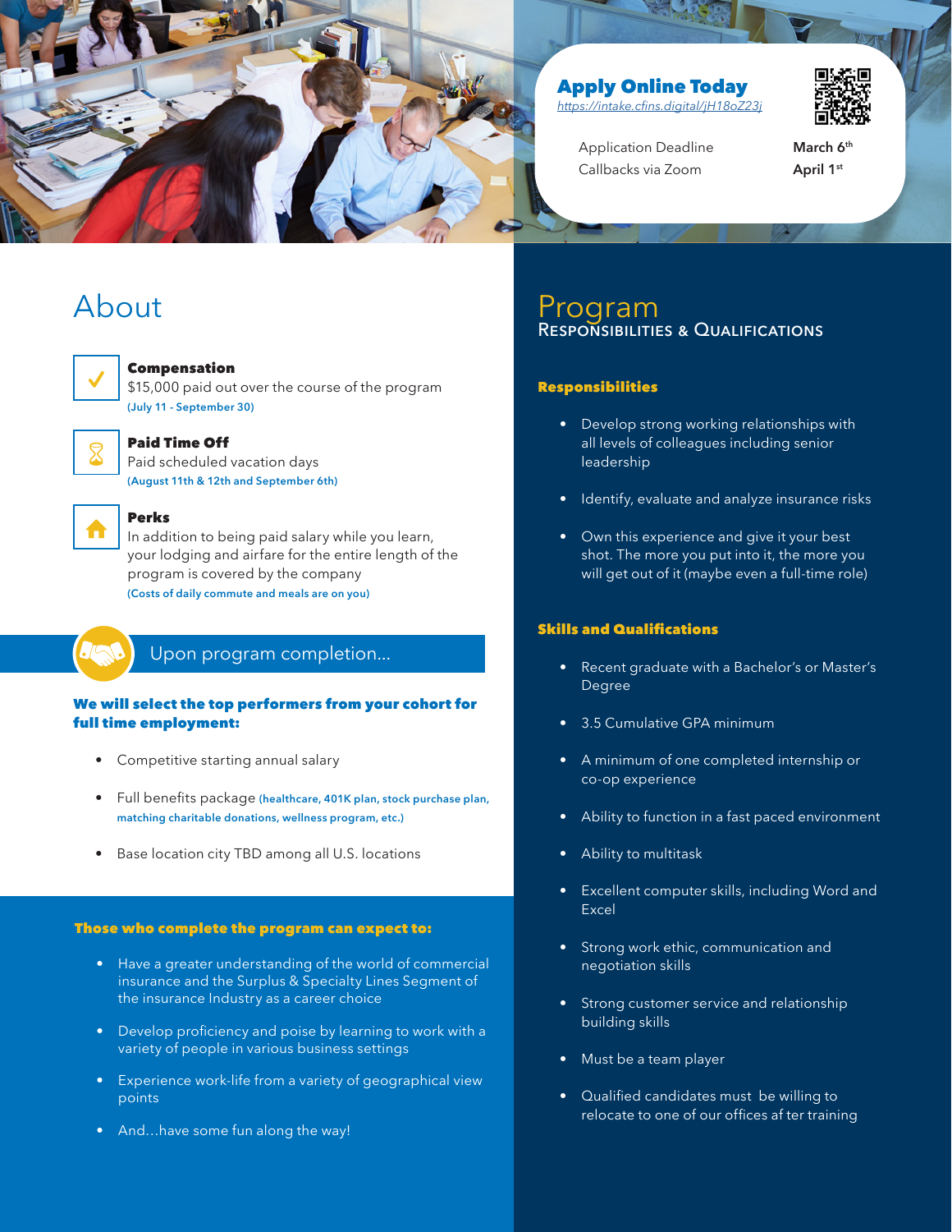## Apply Online Today

https://intake.cfins.digital/jH18oZ23j

| | |
|---|---|
| Application Deadline | March 6th |
| Callbacks via Zoom | April 1st |

# About

**Compensation**
$15,000 paid out over the course of the program
(July 11 - September 30)

**Paid Time Off**
Paid scheduled vacation days
(August 11th & 12th and September 6th)

**Perks**
In addition to being paid salary while you learn, your lodging and airfare for the entire length of the program is covered by the company
(Costs of daily commute and meals are on you)

## Upon program completion...

**We will select the top performers from your cohort for full time employment:**

- Competitive starting annual salary
- Full benefits package (healthcare, 401K plan, stock purchase plan, matching charitable donations, wellness program, etc.)
- Base location city TBD among all U.S. locations

**Those who complete the program can expect to:**

- Have a greater understanding of the world of commercial insurance and the Surplus & Specialty Lines Segment of the insurance Industry as a career choice
- Develop proficiency and poise by learning to work with a variety of people in various business settings
- Experience work-life from a variety of geographical view points
- And...have some fun along the way!

# Program

## Responsibilities & Qualifications

**Responsibilities**

- Develop strong working relationships with all levels of colleagues including senior leadership
- Identify, evaluate and analyze insurance risks
- Own this experience and give it your best shot. The more you put into it, the more you will get out of it (maybe even a full-time role)

**Skills and Qualifications**

- Recent graduate with a Bachelor's or Master's Degree
- 3.5 Cumulative GPA minimum
- A minimum of one completed internship or co-op experience
- Ability to function in a fast paced environment
- Ability to multitask
- Excellent computer skills, including Word and Excel
- Strong work ethic, communication and negotiation skills
- Strong customer service and relationship building skills
- Must be a team player
- Qualified candidates must be willing to relocate to one of our offices after training